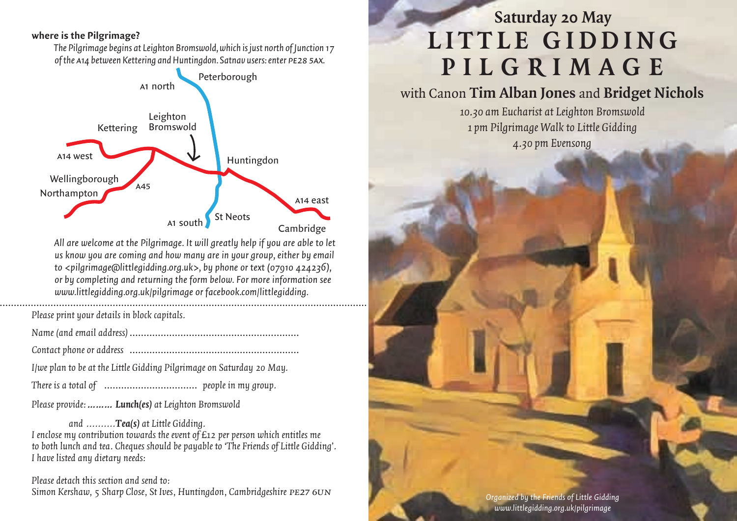## where is the Pilgrimage?

*The Pilgrimage begins at Leighton Bromswold, which is just north of Junction 17 of the A14 between Kettering and Huntingdon. Satnav users: enter PE28 5AX.*

Peterborough
A1 north
Leighton Bromswold
Kettering
A14 west
Huntingdon
Wellingborough
Northampton
A45
A14 east
A1 south
St Neots
Cambridge

*All are welcome at the Pilgrimage. It will greatly help if you are able to let us know you are coming and how many are in your group, either by email to <pilgrimage@littlegidding.org.uk>, by phone or text (07910 424236), or by completing and returning the form below. For more information see www.littlegidding.org.uk/pilgrimage or facebook.com/littlegidding.*

---

*Please print your details in block capitals.*

*Name (and email address)* ..........................................................

*Contact phone or address* ..........................................................

*I/we plan to be at the Little Gidding Pilgrimage on Saturday 20 May.*

*There is a total of* ................................ *people in my group.*

*Please provide:* ......... ***Lunch(es)*** *at Leighton Bromswold*

*and* ..........***Tea(s)*** *at Little Gidding.*

*I enclose my contribution towards the event of £12 per person which entitles me to both lunch and tea. Cheques should be payable to 'The Friends of Little Gidding'. I have listed any dietary needs:*

*Please detach this section and send to:*
*Simon Kershaw, 5 Sharp Close, St Ives, Huntingdon, Cambridgeshire PE27 6UN*

## Saturday 20 May

# LITTLE GIDDING PILGRIMAGE

### with Canon **Tim Alban Jones** and **Bridget Nichols**

*10.30 am Eucharist at Leighton Bromswold*
*1 pm Pilgrimage Walk to Little Gidding*
*4.30 pm Evensong*

*Organized by the Friends of Little Gidding*
*www.littlegidding.org.uk/pilgrimage*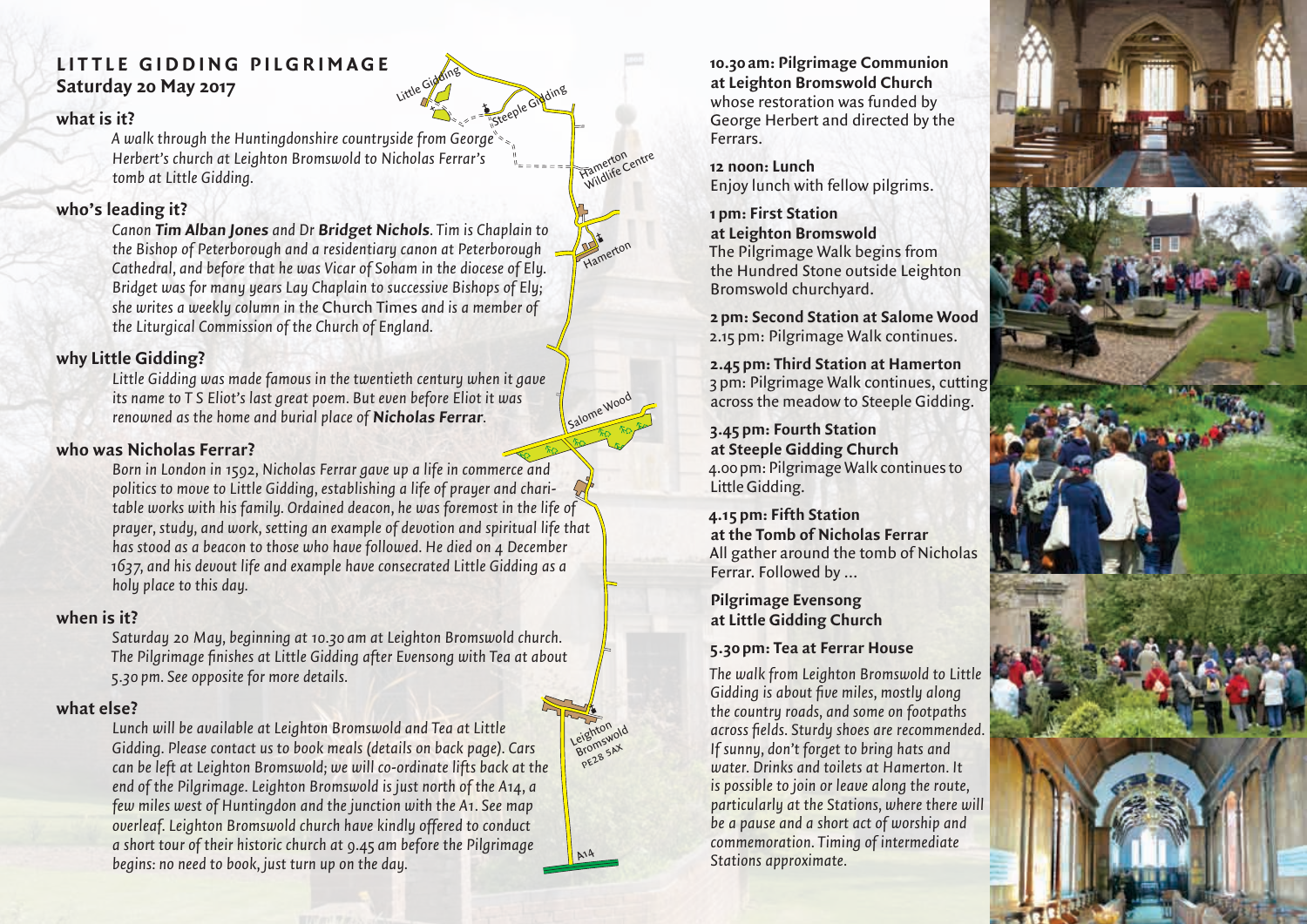# LITTLE GIDDING PILGRIMAGE

## Saturday 20 May 2017

### what is it?

*A walk through the Huntingdonshire countryside from George Herbert's church at Leighton Bromswold to Nicholas Ferrar's tomb at Little Gidding.*

### who's leading it?

*Canon **Tim Alban Jones** and Dr **Bridget Nichols**. Tim is Chaplain to the Bishop of Peterborough and a residentiary canon at Peterborough Cathedral, and before that he was Vicar of Soham in the diocese of Ely. Bridget was for many years Lay Chaplain to successive Bishops of Ely; she writes a weekly column in the* Church Times *and is a member of the Liturgical Commission of the Church of England.*

### why Little Gidding?

*Little Gidding was made famous in the twentieth century when it gave its name to T S Eliot's last great poem. But even before Eliot it was renowned as the home and burial place of **Nicholas Ferrar**.*

### who was Nicholas Ferrar?

*Born in London in 1592, Nicholas Ferrar gave up a life in commerce and politics to move to Little Gidding, establishing a life of prayer and charitable works with his family. Ordained deacon, he was foremost in the life of prayer, study, and work, setting an example of devotion and spiritual life that has stood as a beacon to those who have followed. He died on 4 December 1637, and his devout life and example have consecrated Little Gidding as a holy place to this day.*

### when is it?

*Saturday 20 May, beginning at 10.30 am at Leighton Bromswold church. The Pilgrimage finishes at Little Gidding after Evensong with Tea at about 5.30 pm. See opposite for more details.*

### what else?

*Lunch will be available at Leighton Bromswold and Tea at Little Gidding. Please contact us to book meals (details on back page). Cars can be left at Leighton Bromswold; we will co-ordinate lifts back at the end of the Pilgrimage. Leighton Bromswold is just north of the A14, a few miles west of Huntingdon and the junction with the A1. See map overleaf. Leighton Bromswold church have kindly offered to conduct a short tour of their historic church at 9.45 am before the Pilgrimage begins: no need to book, just turn up on the day.*

Little Gidding
Steeple Gidding
Hamerton Wildlife Centre
Hamerton
Salome Wood
Leighton Bromswold PE28 5AX
A14

**10.30 am: Pilgrimage Communion at Leighton Bromswold Church**
whose restoration was funded by George Herbert and directed by the Ferrars.

**12 noon: Lunch**
Enjoy lunch with fellow pilgrims.

**1 pm: First Station at Leighton Bromswold**
The Pilgrimage Walk begins from the Hundred Stone outside Leighton Bromswold churchyard.

**2 pm: Second Station at Salome Wood**
2.15 pm: Pilgrimage Walk continues.

**2.45 pm: Third Station at Hamerton**
3 pm: Pilgrimage Walk continues, cutting across the meadow to Steeple Gidding.

**3.45 pm: Fourth Station at Steeple Gidding Church**
4.00 pm: Pilgrimage Walk continues to Little Gidding.

**4.15 pm: Fifth Station at the Tomb of Nicholas Ferrar**
All gather around the tomb of Nicholas Ferrar. Followed by ...

**Pilgrimage Evensong at Little Gidding Church**

**5.30 pm: Tea at Ferrar House**

*The walk from Leighton Bromswold to Little Gidding is about five miles, mostly along the country roads, and some on footpaths across fields. Sturdy shoes are recommended. If sunny, don't forget to bring hats and water. Drinks and toilets at Hamerton. It is possible to join or leave along the route, particularly at the Stations, where there will be a pause and a short act of worship and commemoration. Timing of intermediate Stations approximate.*